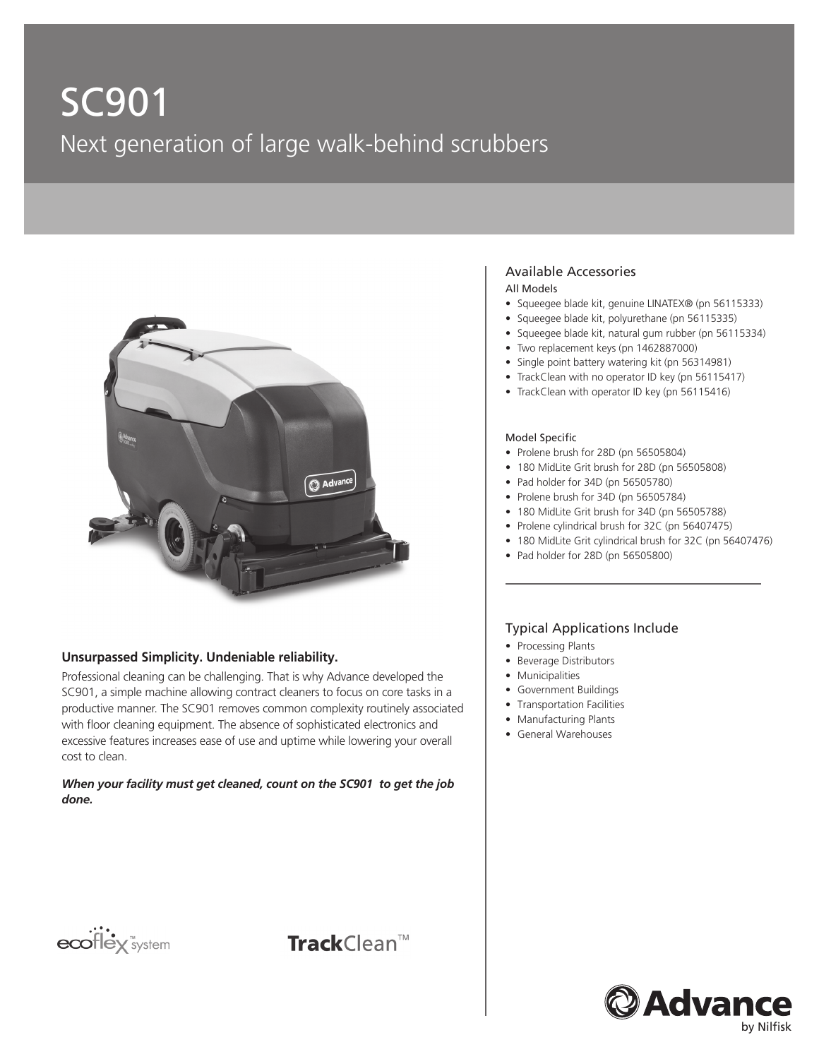# SC901

## Next generation of large walk-behind scrubbers

### Unsurpassed Simplicity. Undeniable reliability.

Professional cleaning can be challenging. That is why Advance developed the SC901, a simple machine allowing contract cleaners to focus on core tasks in a productive manner. The SC901 removes common complexity routinely associated with floor cleaning equipment. The absence of sophisticated electronics and excessive features increases ease of use and uptime while lowering your overall cost to clean.

***When your facility must get cleaned, count on the SC901 to get the job done.***

ecoflex™ system

TrackClean™

### Available Accessories

All Models

- Squeegee blade kit, genuine LINATEX® (pn 56115333)
- Squeegee blade kit, polyurethane (pn 56115335)
- Squeegee blade kit, natural gum rubber (pn 56115334)
- Two replacement keys (pn 1462887000)
- Single point battery watering kit (pn 56314981)
- TrackClean with no operator ID key (pn 56115417)
- TrackClean with operator ID key (pn 56115416)

Model Specific

- Prolene brush for 28D (pn 56505804)
- 180 MidLite Grit brush for 28D (pn 56505808)
- Pad holder for 34D (pn 56505780)
- Prolene brush for 34D (pn 56505784)
- 180 MidLite Grit brush for 34D (pn 56505788)
- Prolene cylindrical brush for 32C (pn 56407475)
- 180 MidLite Grit cylindrical brush for 32C (pn 56407476)
- Pad holder for 28D (pn 56505800)

### Typical Applications Include

- Processing Plants
- Beverage Distributors
- Municipalities
- Government Buildings
- Transportation Facilities
- Manufacturing Plants
- General Warehouses

Advance by Nilfisk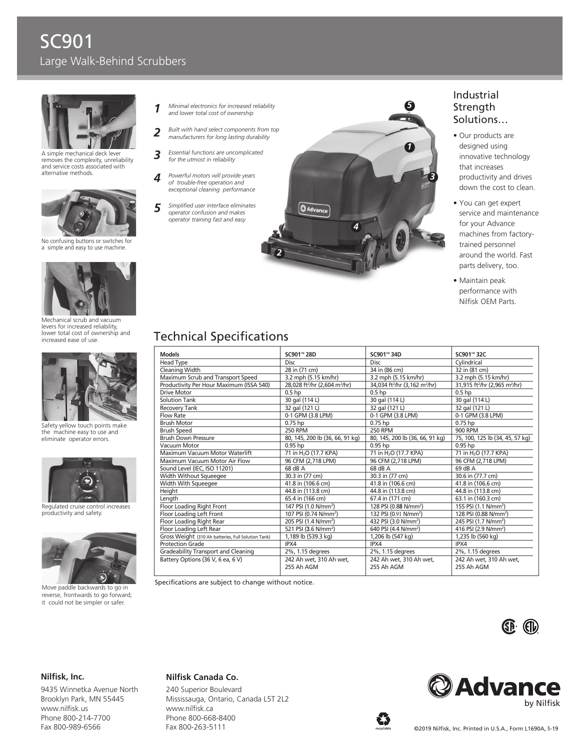# SC901

## Large Walk-Behind Scrubbers

A simple mechanical deck lever removes the complexity, unreliability and service costs associated with alternative methods.

No confusing buttons or switches for a simple and easy to use machine.

Mechanical scrub and vacuum levers for increased reliability, lower total cost of ownership and increased ease of use.

Safety yellow touch points make the machine easy to use and eliminate operator errors.

Regulated cruise control increases productivity and safety.

Move paddle backwards to go in reverse, frontwards to go forward; it could not be simpler or safer.

1. *Minimal electronics for increased reliability and lower total cost of ownership*
2. *Built with hand select components from top manufacturers for long lasting durability*
3. *Essential functions are uncomplicated for the utmost in reliability*
4. *Powerful motors will provide years of trouble-free operation and exceptional cleaning performance*
5. *Simplified user interface eliminates operator confusion and makes operator training fast and easy*

### Industrial Strength Solutions…

- Our products are designed using innovative technology that increases productivity and drives down the cost to clean.
- You can get expert service and maintenance for your Advance machines from factory-trained personnel around the world. Fast parts delivery, too.
- Maintain peak performance with Nilfisk OEM Parts.

## Technical Specifications

| Models | SC901™ 28D | SC901™ 34D | SC901™ 32C |
|---|---|---|---|
| Head Type | Disc | Disc | Cylindrical |
| Cleaning Width | 28 in (71 cm) | 34 in (86 cm) | 32 in (81 cm) |
| Maximum Scrub and Transport Speed | 3.2 mph (5.15 km/hr) | 3.2 mph (5.15 km/hr) | 3.2 mph (5.15 km/hr) |
| Productivity Per Hour Maximum (ISSA 540) | 28,028 ft²/hr (2,604 m²/hr) | 34,034 ft²/hr (3,162 m²/hr) | 31,915 ft²/hr (2,965 m²/hr) |
| Drive Motor | 0.5 hp | 0.5 hp | 0.5 hp |
| Solution Tank | 30 gal (114 L) | 30 gal (114 L) | 30 gal (114 L) |
| Recovery Tank | 32 gal (121 L) | 32 gal (121 L) | 32 gal (121 L) |
| Flow Rate | 0-1 GPM (3.8 LPM) | 0-1 GPM (3.8 LPM) | 0-1 GPM (3.8 LPM) |
| Brush Motor | 0.75 hp | 0.75 hp | 0.75 hp |
| Brush Speed | 250 RPM | 250 RPM | 900 RPM |
| Brush Down Pressure | 80, 145, 200 lb (36, 66, 91 kg) | 80, 145, 200 lb (36, 66, 91 kg) | 75, 100, 125 lb (34, 45, 57 kg) |
| Vacuum Motor | 0.95 hp | 0.95 hp | 0.95 hp |
| Maximum Vacuum Motor Waterlift | 71 in $H_2O$ (17.7 KPA) | 71 in $H_2O$ (17.7 KPA) | 71 in $H_2O$ (17.7 KPA) |
| Maximum Vacuum Motor Air Flow | 96 CFM (2,718 LPM) | 96 CFM (2,718 LPM) | 96 CFM (2,718 LPM) |
| Sound Level (IEC, ISO 11201) | 68 dB A | 68 dB A | 69 dB A |
| Width Without Squeegee | 30.3 in (77 cm) | 30.3 in (77 cm) | 30.6 in (77.7 cm) |
| Width With Squeegee | 41.8 in (106.6 cm) | 41.8 in (106.6 cm) | 41.8 in (106.6 cm) |
| Height | 44.8 in (113.8 cm) | 44.8 in (113.8 cm) | 44.8 in (113.8 cm) |
| Length | 65.4 in (166 cm) | 67.4 in (171 cm) | 63.1 in (160.3 cm) |
| Floor Loading Right Front | 147 PSI (1.0 N/mm²) | 128 PSI (0.88 N/mm²) | 155 PSI (1.1 N/mm²) |
| Floor Loading Left Front | 107 PSI (0.74 N/mm²) | 132 PSI (0.91 N/mm²) | 128 PSI (0.88 N/mm²) |
| Floor Loading Right Rear | 205 PSI (1.4 N/mm²) | 432 PSI (3.0 N/mm²) | 245 PSI (1.7 N/mm²) |
| Floor Loading Left Rear | 521 PSI (3.6 N/mm²) | 640 PSI (4.4 N/mm²) | 416 PSI (2.9 N/mm²) |
| Gross Weight (310 Ah batteries, Full Solution Tank) | 1,189 lb (539.3 kg) | 1,206 lb (547 kg) | 1,235 lb (560 kg) |
| Protection Grade | IPX4 | IPX4 | IPX4 |
| Gradeability Transport and Cleaning | 2%, 1.15 degrees | 2%, 1.15 degrees | 2%, 1.15 degrees |
| Battery Options (36 V, 6 ea, 6 V) | 242 Ah wet, 310 Ah wet, 255 Ah AGM | 242 Ah wet, 310 Ah wet, 255 Ah AGM | 242 Ah wet, 310 Ah wet, 255 Ah AGM |

Specifications are subject to change without notice.

**Nilfisk, Inc.**
9435 Winnetka Avenue North
Brooklyn Park, MN 55445
www.nilfisk.us
Phone 800-214-7700
Fax 800-989-6566

**Nilfisk Canada Co.**
240 Superior Boulevard
Mississauga, Ontario, Canada L5T 2L2
www.nilfisk.ca
Phone 800-668-8400
Fax 800-263-5111

Advance by Nilfisk

©2019 Nilfisk, Inc. Printed in U.S.A., Form L1690A, 5-19